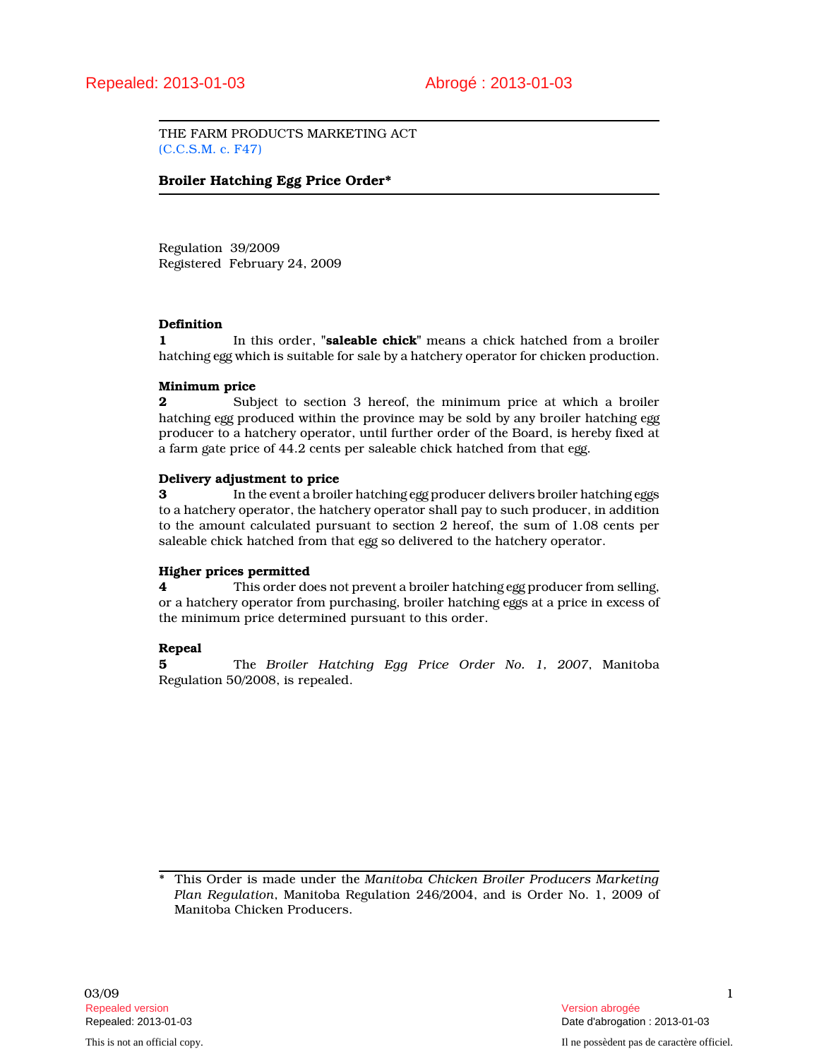Repealed: 2013-01-03 Abrogé : 2013-01-03

THE FARM PRODUCTS MARKETING ACT
(C.C.S.M. c. F47)

# Broiler Hatching Egg Price Order*

Regulation 39/2009
Registered February 24, 2009

### Definition

**1** In this order, "**saleable chick**" means a chick hatched from a broiler hatching egg which is suitable for sale by a hatchery operator for chicken production.

### Minimum price

**2** Subject to section 3 hereof, the minimum price at which a broiler hatching egg produced within the province may be sold by any broiler hatching egg producer to a hatchery operator, until further order of the Board, is hereby fixed at a farm gate price of 44.2 cents per saleable chick hatched from that egg.

### Delivery adjustment to price

**3** In the event a broiler hatching egg producer delivers broiler hatching eggs to a hatchery operator, the hatchery operator shall pay to such producer, in addition to the amount calculated pursuant to section 2 hereof, the sum of 1.08 cents per saleable chick hatched from that egg so delivered to the hatchery operator.

### Higher prices permitted

**4** This order does not prevent a broiler hatching egg producer from selling, or a hatchery operator from purchasing, broiler hatching eggs at a price in excess of the minimum price determined pursuant to this order.

### Repeal

**5** The *Broiler Hatching Egg Price Order No. 1, 2007*, Manitoba Regulation 50/2008, is repealed.

---

\* This Order is made under the *Manitoba Chicken Broiler Producers Marketing Plan Regulation*, Manitoba Regulation 246/2004, and is Order No. 1, 2009 of Manitoba Chicken Producers.

03/09

Repealed version — Version abrogée
Repealed: 2013-01-03 — Date d'abrogation : 2013-01-03

This is not an official copy. — Il ne possèdent pas de caractère officiel.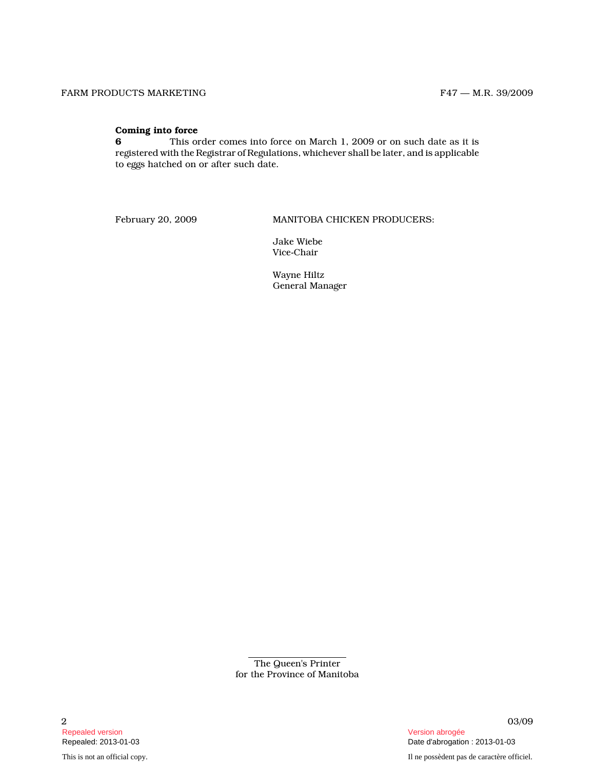**Coming into force**

**6** This order comes into force on March 1, 2009 or on such date as it is registered with the Registrar of Regulations, whichever shall be later, and is applicable to eggs hatched on or after such date.

February 20, 2009

MANITOBA CHICKEN PRODUCERS:

Jake Wiebe
Vice-Chair

Wayne Hiltz
General Manager

The Queen's Printer
for the Province of Manitoba